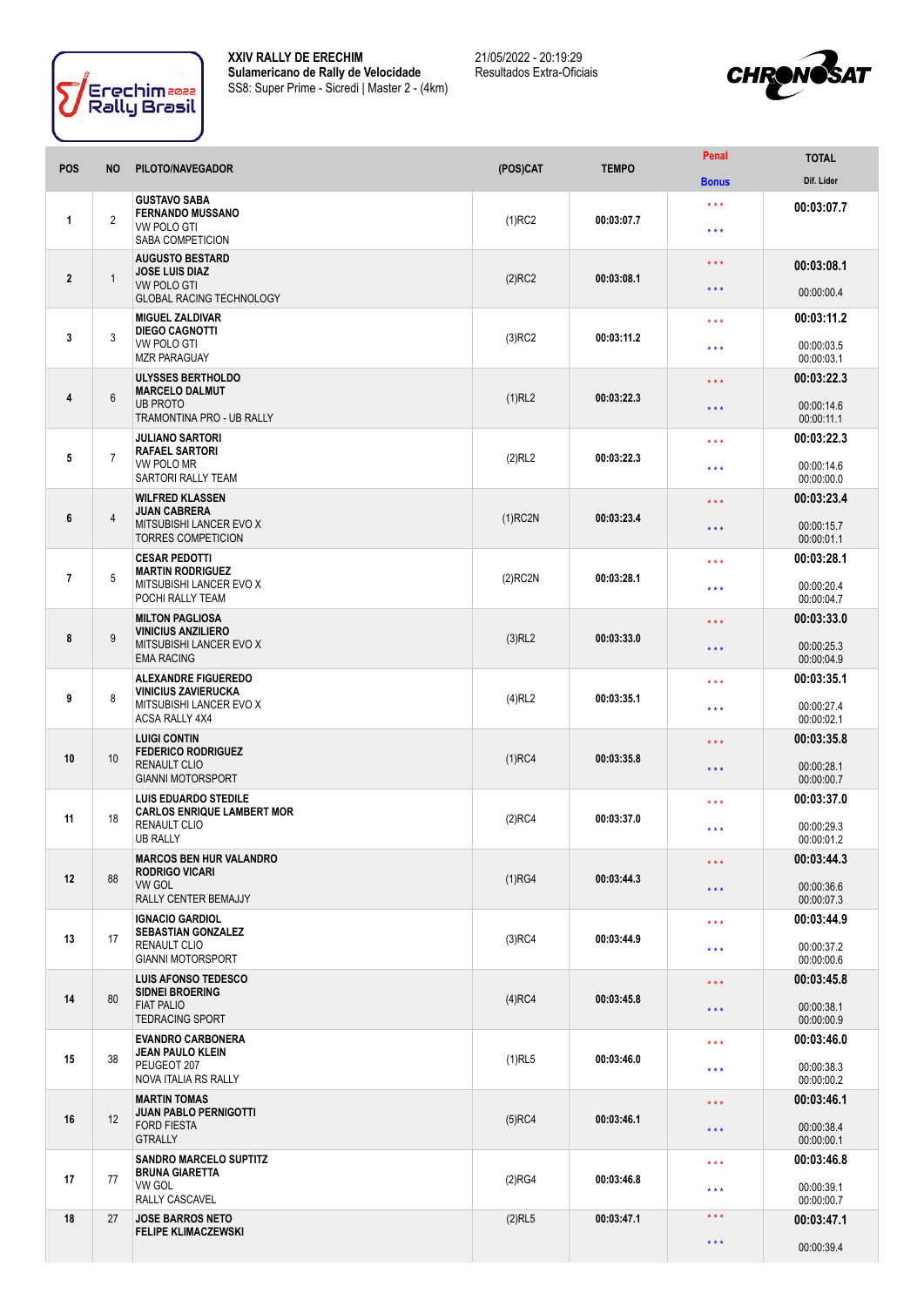**XXIV RALLY DE ERECHIM**
**Sulamericano de Rally de Velocidade**
SS8: Super Prime - Sicredi | Master 2 - (4km)

21/05/2022 - 20:19:29
Resultados Extra-Oficiais

| POS | NO | PILOTO/NAVEGADOR | (POS)CAT | TEMPO | Penal / Bonus | TOTAL / Dif. Lider |
|---|---|---|---|---|---|---|
| 1 | 2 | **GUSTAVO SABA** **FERNANDO MUSSANO** VW POLO GTI SABA COMPETICION | (1)RC2 | 00:03:07.7 | \*\*\* \*\*\* | **00:03:07.7** |
| 2 | 1 | **AUGUSTO BESTARD** **JOSE LUIS DIAZ** VW POLO GTI GLOBAL RACING TECHNOLOGY | (2)RC2 | 00:03:08.1 | \*\*\* \*\*\* | **00:03:08.1** 00:00:00.4 |
| 3 | 3 | **MIGUEL ZALDIVAR** **DIEGO CAGNOTTI** VW POLO GTI MZR PARAGUAY | (3)RC2 | 00:03:11.2 | \*\*\* \*\*\* | **00:03:11.2** 00:00:03.5 00:00:03.1 |
| 4 | 6 | **ULYSSES BERTHOLDO** **MARCELO DALMUT** UB PROTO TRAMONTINA PRO - UB RALLY | (1)RL2 | 00:03:22.3 | \*\*\* \*\*\* | **00:03:22.3** 00:00:14.6 00:00:11.1 |
| 5 | 7 | **JULIANO SARTORI** **RAFAEL SARTORI** VW POLO MR SARTORI RALLY TEAM | (2)RL2 | 00:03:22.3 | \*\*\* \*\*\* | **00:03:22.3** 00:00:14.6 00:00:00.0 |
| 6 | 4 | **WILFRED KLASSEN** **JUAN CABRERA** MITSUBISHI LANCER EVO X TORRES COMPETICION | (1)RC2N | 00:03:23.4 | \*\*\* \*\*\* | **00:03:23.4** 00:00:15.7 00:00:01.1 |
| 7 | 5 | **CESAR PEDOTTI** **MARTIN RODRIGUEZ** MITSUBISHI LANCER EVO X POCHI RALLY TEAM | (2)RC2N | 00:03:28.1 | \*\*\* \*\*\* | **00:03:28.1** 00:00:20.4 00:00:04.7 |
| 8 | 9 | **MILTON PAGLIOSA** **VINICIUS ANZILIERO** MITSUBISHI LANCER EVO X EMA RACING | (3)RL2 | 00:03:33.0 | \*\*\* \*\*\* | **00:03:33.0** 00:00:25.3 00:00:04.9 |
| 9 | 8 | **ALEXANDRE FIGUEREDO** **VINICIUS ZAVIERUCKA** MITSUBISHI LANCER EVO X ACSA RALLY 4X4 | (4)RL2 | 00:03:35.1 | \*\*\* \*\*\* | **00:03:35.1** 00:00:27.4 00:00:02.1 |
| 10 | 10 | **LUIGI CONTIN** **FEDERICO RODRIGUEZ** RENAULT CLIO GIANNI MOTORSPORT | (1)RC4 | 00:03:35.8 | \*\*\* \*\*\* | **00:03:35.8** 00:00:28.1 00:00:00.7 |
| 11 | 18 | **LUIS EDUARDO STEDILE** **CARLOS ENRIQUE LAMBERT MOR** RENAULT CLIO UB RALLY | (2)RC4 | 00:03:37.0 | \*\*\* \*\*\* | **00:03:37.0** 00:00:29.3 00:00:01.2 |
| 12 | 88 | **MARCOS BEN HUR VALANDRO** **RODRIGO VICARI** VW GOL RALLY CENTER BEMAJJY | (1)RG4 | 00:03:44.3 | \*\*\* \*\*\* | **00:03:44.3** 00:00:36.6 00:00:07.3 |
| 13 | 17 | **IGNACIO GARDIOL** **SEBASTIAN GONZALEZ** RENAULT CLIO GIANNI MOTORSPORT | (3)RC4 | 00:03:44.9 | \*\*\* \*\*\* | **00:03:44.9** 00:00:37.2 00:00:00.6 |
| 14 | 80 | **LUIS AFONSO TEDESCO** **SIDNEI BROERING** FIAT PALIO TEDRACING SPORT | (4)RC4 | 00:03:45.8 | \*\*\* \*\*\* | **00:03:45.8** 00:00:38.1 00:00:00.9 |
| 15 | 38 | **EVANDRO CARBONERA** **JEAN PAULO KLEIN** PEUGEOT 207 NOVA ITALIA RS RALLY | (1)RL5 | 00:03:46.0 | \*\*\* \*\*\* | **00:03:46.0** 00:00:38.3 00:00:00.2 |
| 16 | 12 | **MARTIN TOMAS** **JUAN PABLO PERNIGOTTI** FORD FIESTA GTRALLY | (5)RC4 | 00:03:46.1 | \*\*\* \*\*\* | **00:03:46.1** 00:00:38.4 00:00:00.1 |
| 17 | 77 | **SANDRO MARCELO SUPTITZ** **BRUNA GIARETTA** VW GOL RALLY CASCAVEL | (2)RG4 | 00:03:46.8 | \*\*\* \*\*\* | **00:03:46.8** 00:00:39.1 00:00:00.7 |
| 18 | 27 | **JOSE BARROS NETO** **FELIPE KLIMACZEWSKI** | (2)RL5 | 00:03:47.1 | \*\*\* \*\*\* | **00:03:47.1** 00:00:39.4 |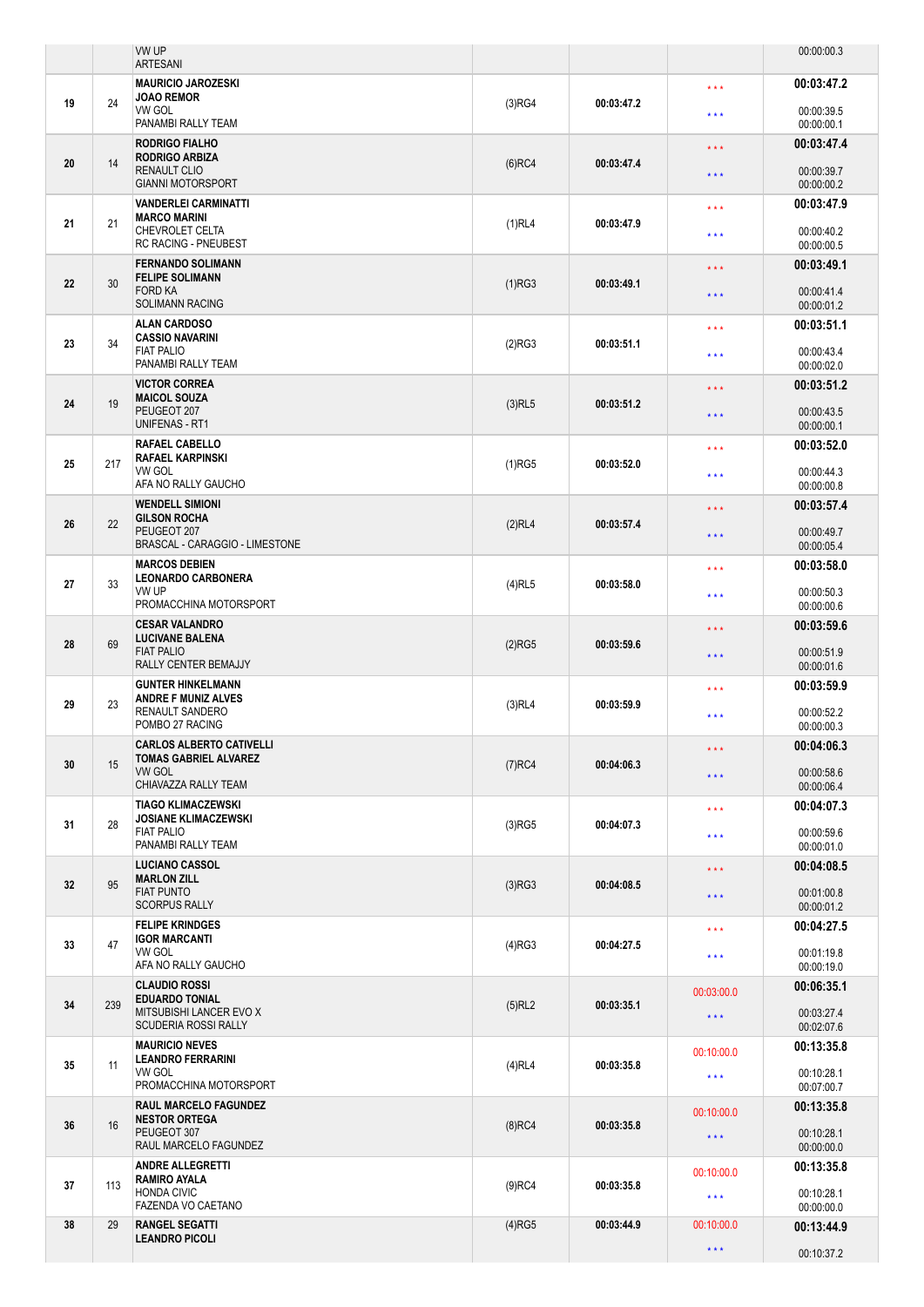| | | | | | | |
|---|---|---|---|---|---|---|
| | | VW UP<br>ARTESANI | | | | 00:00:00.3 |
| 19 | 24 | **MAURICIO JAROZESKI**<br>**JOAO REMOR**<br>VW GOL<br>PANAMBI RALLY TEAM | (3)RG4 | **00:03:47.2** | \*\*\*<br>\*\*\* | **00:03:47.2**<br>00:00:39.5<br>00:00:00.1 |
| 20 | 14 | **RODRIGO FIALHO**<br>**RODRIGO ARBIZA**<br>RENAULT CLIO<br>GIANNI MOTORSPORT | (6)RC4 | **00:03:47.4** | \*\*\*<br>\*\*\* | **00:03:47.4**<br>00:00:39.7<br>00:00:00.2 |
| 21 | 21 | **VANDERLEI CARMINATTI**<br>**MARCO MARINI**<br>CHEVROLET CELTA<br>RC RACING - PNEUBEST | (1)RL4 | **00:03:47.9** | \*\*\*<br>\*\*\* | **00:03:47.9**<br>00:00:40.2<br>00:00:00.5 |
| 22 | 30 | **FERNANDO SOLIMANN**<br>**FELIPE SOLIMANN**<br>FORD KA<br>SOLIMANN RACING | (1)RG3 | **00:03:49.1** | \*\*\*<br>\*\*\* | **00:03:49.1**<br>00:00:41.4<br>00:00:01.2 |
| 23 | 34 | **ALAN CARDOSO**<br>**CASSIO NAVARINI**<br>FIAT PALIO<br>PANAMBI RALLY TEAM | (2)RG3 | **00:03:51.1** | \*\*\*<br>\*\*\* | **00:03:51.1**<br>00:00:43.4<br>00:00:02.0 |
| 24 | 19 | **VICTOR CORREA**<br>**MAICOL SOUZA**<br>PEUGEOT 207<br>UNIFENAS - RT1 | (3)RL5 | **00:03:51.2** | \*\*\*<br>\*\*\* | **00:03:51.2**<br>00:00:43.5<br>00:00:00.1 |
| 25 | 217 | **RAFAEL CABELLO**<br>**RAFAEL KARPINSKI**<br>VW GOL<br>AFA NO RALLY GAUCHO | (1)RG5 | **00:03:52.0** | \*\*\*<br>\*\*\* | **00:03:52.0**<br>00:00:44.3<br>00:00:00.8 |
| 26 | 22 | **WENDELL SIMIONI**<br>**GILSON ROCHA**<br>PEUGEOT 207<br>BRASCAL - CARAGGIO - LIMESTONE | (2)RL4 | **00:03:57.4** | \*\*\*<br>\*\*\* | **00:03:57.4**<br>00:00:49.7<br>00:00:05.4 |
| 27 | 33 | **MARCOS DEBIEN**<br>**LEONARDO CARBONERA**<br>VW UP<br>PROMACCHINA MOTORSPORT | (4)RL5 | **00:03:58.0** | \*\*\*<br>\*\*\* | **00:03:58.0**<br>00:00:50.3<br>00:00:00.6 |
| 28 | 69 | **CESAR VALANDRO**<br>**LUCIVANE BALENA**<br>FIAT PALIO<br>RALLY CENTER BEMAJJY | (2)RG5 | **00:03:59.6** | \*\*\*<br>\*\*\* | **00:03:59.6**<br>00:00:51.9<br>00:00:01.6 |
| 29 | 23 | **GUNTER HINKELMANN**<br>**ANDRE F MUNIZ ALVES**<br>RENAULT SANDERO<br>POMBO 27 RACING | (3)RL4 | **00:03:59.9** | \*\*\*<br>\*\*\* | **00:03:59.9**<br>00:00:52.2<br>00:00:00.3 |
| 30 | 15 | **CARLOS ALBERTO CATIVELLI**<br>**TOMAS GABRIEL ALVAREZ**<br>VW GOL<br>CHIAVAZZA RALLY TEAM | (7)RC4 | **00:04:06.3** | \*\*\*<br>\*\*\* | **00:04:06.3**<br>00:00:58.6<br>00:00:06.4 |
| 31 | 28 | **TIAGO KLIMACZEWSKI**<br>**JOSIANE KLIMACZEWSKI**<br>FIAT PALIO<br>PANAMBI RALLY TEAM | (3)RG5 | **00:04:07.3** | \*\*\*<br>\*\*\* | **00:04:07.3**<br>00:00:59.6<br>00:00:01.0 |
| 32 | 95 | **LUCIANO CASSOL**<br>**MARLON ZILL**<br>FIAT PUNTO<br>SCORPUS RALLY | (3)RG3 | **00:04:08.5** | \*\*\*<br>\*\*\* | **00:04:08.5**<br>00:01:00.8<br>00:00:01.2 |
| 33 | 47 | **FELIPE KRINDGES**<br>**IGOR MARCANTI**<br>VW GOL<br>AFA NO RALLY GAUCHO | (4)RG3 | **00:04:27.5** | \*\*\*<br>\*\*\* | **00:04:27.5**<br>00:01:19.8<br>00:00:19.0 |
| 34 | 239 | **CLAUDIO ROSSI**<br>**EDUARDO TONIAL**<br>MITSUBISHI LANCER EVO X<br>SCUDERIA ROSSI RALLY | (5)RL2 | **00:03:35.1** | 00:03:00.0<br>\*\*\* | **00:06:35.1**<br>00:03:27.4<br>00:02:07.6 |
| 35 | 11 | **MAURICIO NEVES**<br>**LEANDRO FERRARINI**<br>VW GOL<br>PROMACCHINA MOTORSPORT | (4)RL4 | **00:03:35.8** | 00:10:00.0<br>\*\*\* | **00:13:35.8**<br>00:10:28.1<br>00:07:00.7 |
| 36 | 16 | **RAUL MARCELO FAGUNDEZ**<br>**NESTOR ORTEGA**<br>PEUGEOT 307<br>RAUL MARCELO FAGUNDEZ | (8)RC4 | **00:03:35.8** | 00:10:00.0<br>\*\*\* | **00:13:35.8**<br>00:10:28.1<br>00:00:00.0 |
| 37 | 113 | **ANDRE ALLEGRETTI**<br>**RAMIRO AYALA**<br>HONDA CIVIC<br>FAZENDA VO CAETANO | (9)RC4 | **00:03:35.8** | 00:10:00.0<br>\*\*\* | **00:13:35.8**<br>00:10:28.1<br>00:00:00.0 |
| 38 | 29 | **RANGEL SEGATTI**<br>**LEANDRO PICOLI** | (4)RG5 | **00:03:44.9** | 00:10:00.0<br>\*\*\* | **00:13:44.9**<br>00:10:37.2 |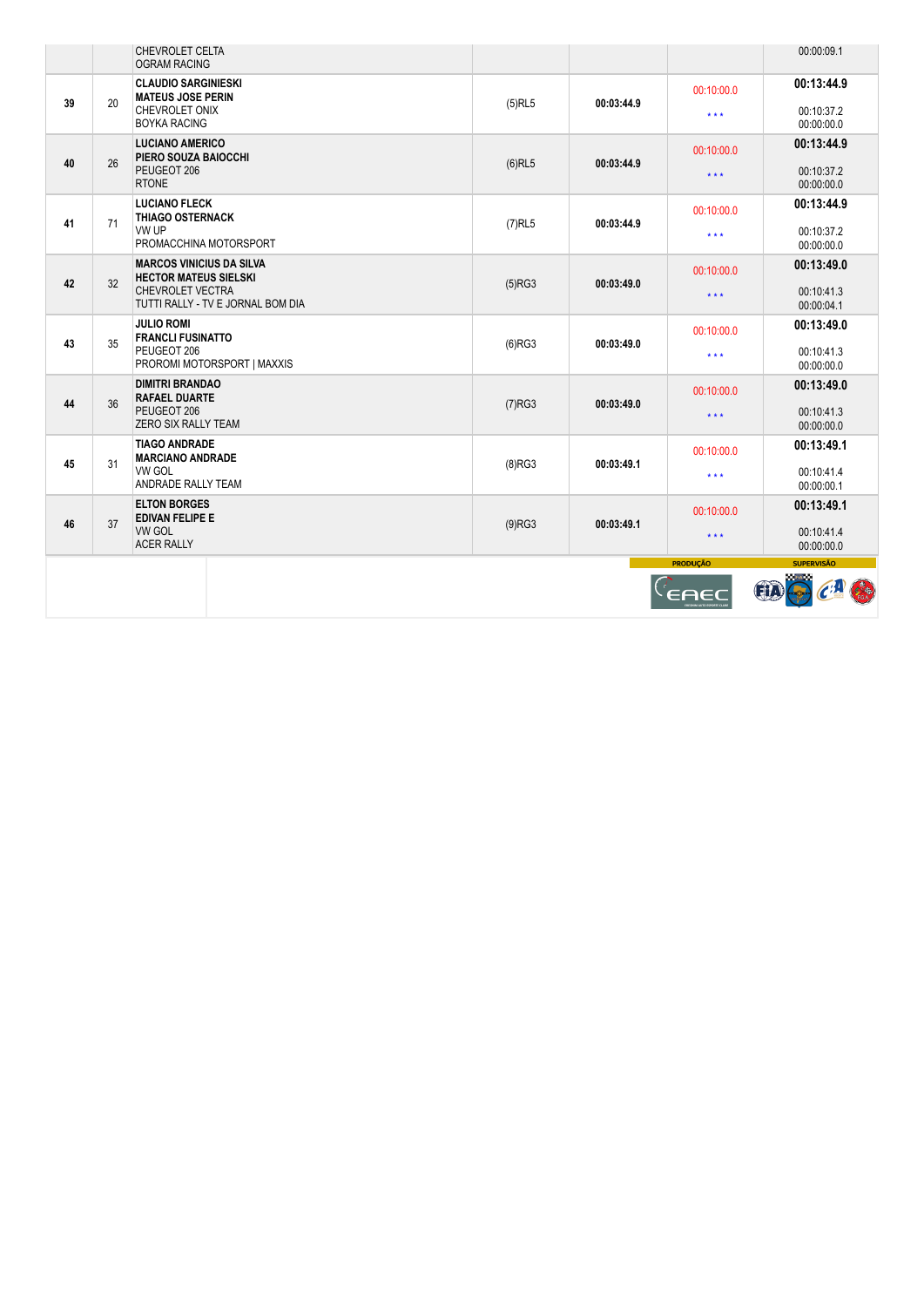| | | | | | | |
|---|---|---|---|---|---|---|
| | | CHEVROLET CELTA<br>OGRAM RACING | | | | 00:00:09.1 |
| 39 | 20 | **CLAUDIO SARGINIESKI**<br>**MATEUS JOSE PERIN**<br>CHEVROLET ONIX<br>BOYKA RACING | (5)RL5 | **00:03:44.9** | 00:10:00.0<br>*** | **00:13:44.9**<br>00:10:37.2<br>00:00:00.0 |
| 40 | 26 | **LUCIANO AMERICO**<br>**PIERO SOUZA BAIOCCHI**<br>PEUGEOT 206<br>RTONE | (6)RL5 | **00:03:44.9** | 00:10:00.0<br>*** | **00:13:44.9**<br>00:10:37.2<br>00:00:00.0 |
| 41 | 71 | **LUCIANO FLECK**<br>**THIAGO OSTERNACK**<br>VW UP<br>PROMACCHINA MOTORSPORT | (7)RL5 | **00:03:44.9** | 00:10:00.0<br>*** | **00:13:44.9**<br>00:10:37.2<br>00:00:00.0 |
| 42 | 32 | **MARCOS VINICIUS DA SILVA**<br>**HECTOR MATEUS SIELSKI**<br>CHEVROLET VECTRA<br>TUTTI RALLY - TV E JORNAL BOM DIA | (5)RG3 | **00:03:49.0** | 00:10:00.0<br>*** | **00:13:49.0**<br>00:10:41.3<br>00:00:04.1 |
| 43 | 35 | **JULIO ROMI**<br>**FRANCLI FUSINATTO**<br>PEUGEOT 206<br>PROROMI MOTORSPORT \| MAXXIS | (6)RG3 | **00:03:49.0** | 00:10:00.0<br>*** | **00:13:49.0**<br>00:10:41.3<br>00:00:00.0 |
| 44 | 36 | **DIMITRI BRANDAO**<br>**RAFAEL DUARTE**<br>PEUGEOT 206<br>ZERO SIX RALLY TEAM | (7)RG3 | **00:03:49.0** | 00:10:00.0<br>*** | **00:13:49.0**<br>00:10:41.3<br>00:00:00.0 |
| 45 | 31 | **TIAGO ANDRADE**<br>**MARCIANO ANDRADE**<br>VW GOL<br>ANDRADE RALLY TEAM | (8)RG3 | **00:03:49.1** | 00:10:00.0<br>*** | **00:13:49.1**<br>00:10:41.4<br>00:00:00.1 |
| 46 | 37 | **ELTON BORGES**<br>**EDIVAN FELIPE E**<br>VW GOL<br>ACER RALLY | (9)RG3 | **00:03:49.1** | 00:10:00.0<br>*** | **00:13:49.1**<br>00:10:41.4<br>00:00:00.0 |

PRODUÇÃO

SUPERVISÃO